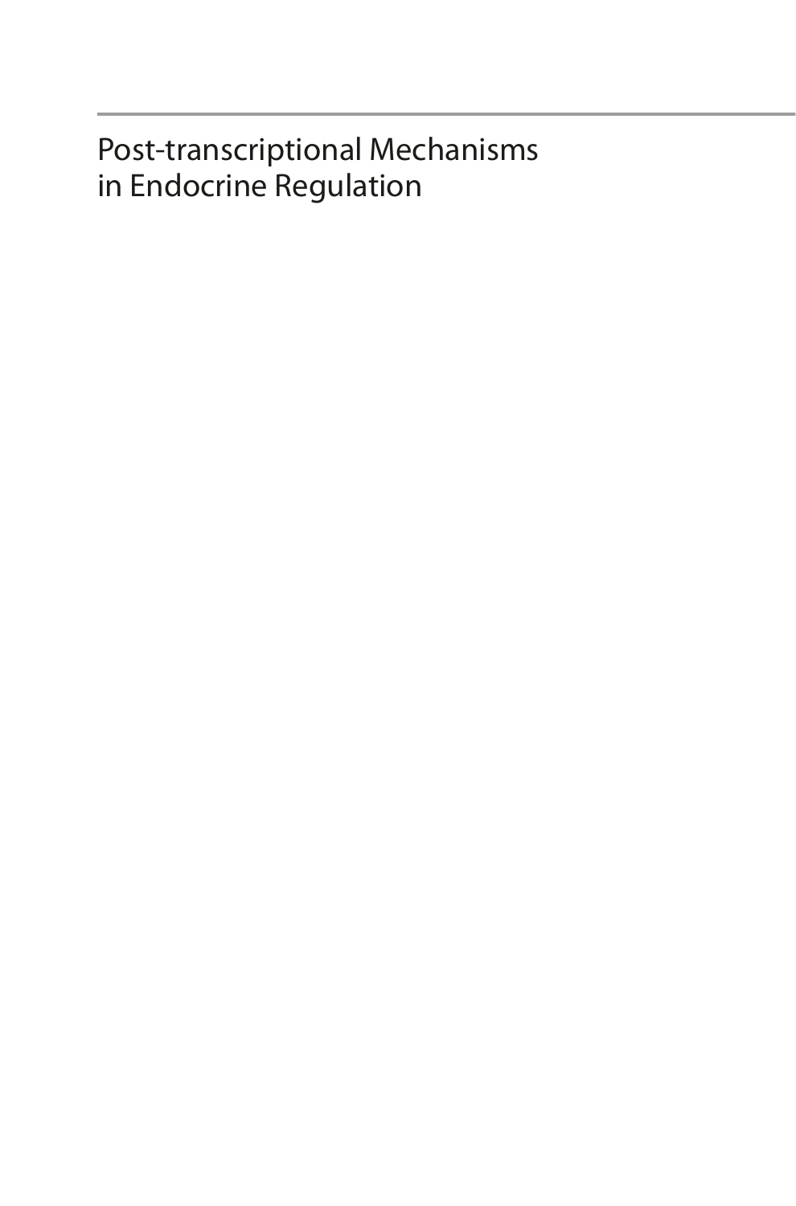# Post-transcriptional Mechanisms in Endocrine Regulation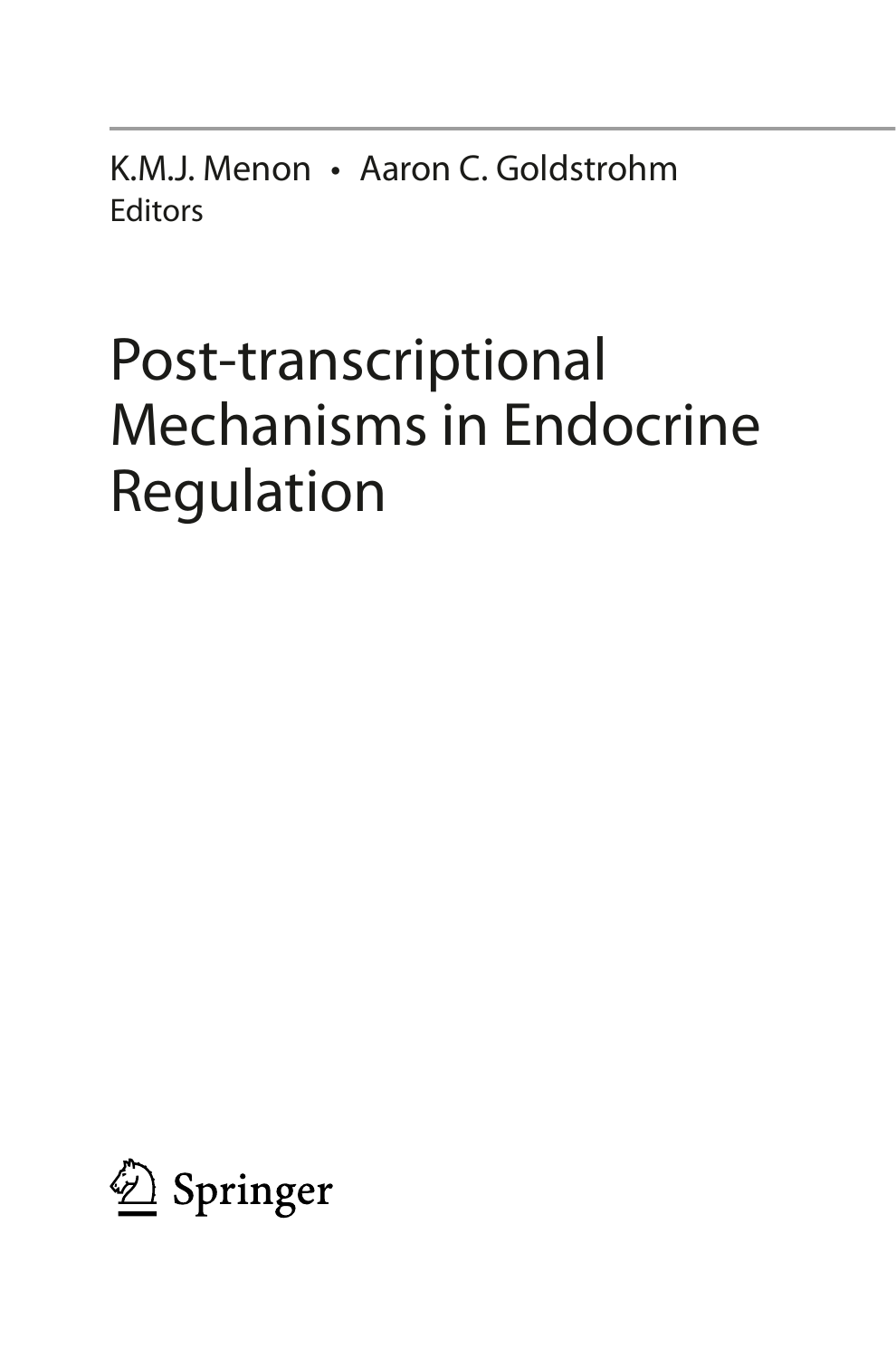K.M.J. Menon • Aaron C. Goldstrohm
Editors

# Post-transcriptional Mechanisms in Endocrine Regulation

Springer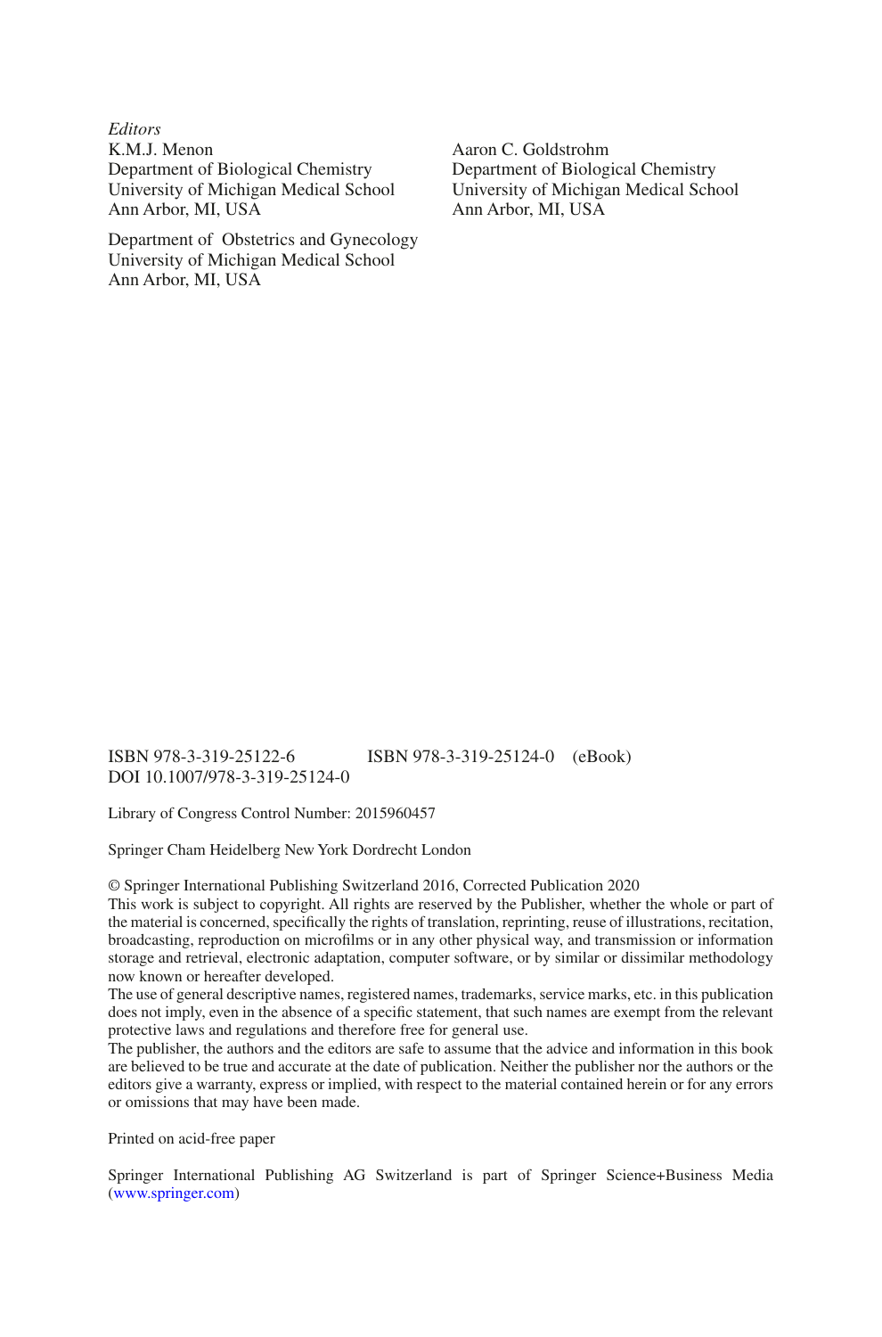*Editors*

K.M.J. Menon
Department of Biological Chemistry
University of Michigan Medical School
Ann Arbor, MI, USA

Department of Obstetrics and Gynecology
University of Michigan Medical School
Ann Arbor, MI, USA

Aaron C. Goldstrohm
Department of Biological Chemistry
University of Michigan Medical School
Ann Arbor, MI, USA

ISBN 978-3-319-25122-6 ISBN 978-3-319-25124-0 (eBook)
DOI 10.1007/978-3-319-25124-0

Library of Congress Control Number: 2015960457

Springer Cham Heidelberg New York Dordrecht London

© Springer International Publishing Switzerland 2016, Corrected Publication 2020
This work is subject to copyright. All rights are reserved by the Publisher, whether the whole or part of the material is concerned, specifically the rights of translation, reprinting, reuse of illustrations, recitation, broadcasting, reproduction on microfilms or in any other physical way, and transmission or information storage and retrieval, electronic adaptation, computer software, or by similar or dissimilar methodology now known or hereafter developed.
The use of general descriptive names, registered names, trademarks, service marks, etc. in this publication does not imply, even in the absence of a specific statement, that such names are exempt from the relevant protective laws and regulations and therefore free for general use.
The publisher, the authors and the editors are safe to assume that the advice and information in this book are believed to be true and accurate at the date of publication. Neither the publisher nor the authors or the editors give a warranty, express or implied, with respect to the material contained herein or for any errors or omissions that may have been made.

Printed on acid-free paper

Springer International Publishing AG Switzerland is part of Springer Science+Business Media (www.springer.com)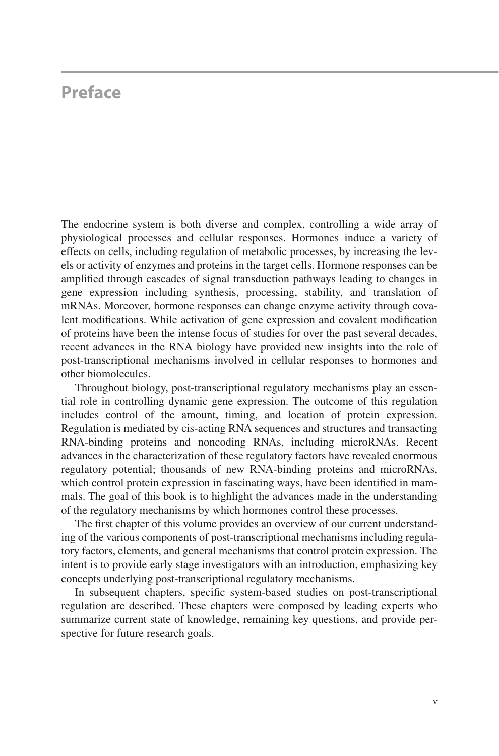# Preface

The endocrine system is both diverse and complex, controlling a wide array of physiological processes and cellular responses. Hormones induce a variety of effects on cells, including regulation of metabolic processes, by increasing the levels or activity of enzymes and proteins in the target cells. Hormone responses can be amplified through cascades of signal transduction pathways leading to changes in gene expression including synthesis, processing, stability, and translation of mRNAs. Moreover, hormone responses can change enzyme activity through covalent modifications. While activation of gene expression and covalent modification of proteins have been the intense focus of studies for over the past several decades, recent advances in the RNA biology have provided new insights into the role of post-transcriptional mechanisms involved in cellular responses to hormones and other biomolecules.

Throughout biology, post-transcriptional regulatory mechanisms play an essential role in controlling dynamic gene expression. The outcome of this regulation includes control of the amount, timing, and location of protein expression. Regulation is mediated by cis-acting RNA sequences and structures and transacting RNA-binding proteins and noncoding RNAs, including microRNAs. Recent advances in the characterization of these regulatory factors have revealed enormous regulatory potential; thousands of new RNA-binding proteins and microRNAs, which control protein expression in fascinating ways, have been identified in mammals. The goal of this book is to highlight the advances made in the understanding of the regulatory mechanisms by which hormones control these processes.

The first chapter of this volume provides an overview of our current understanding of the various components of post-transcriptional mechanisms including regulatory factors, elements, and general mechanisms that control protein expression. The intent is to provide early stage investigators with an introduction, emphasizing key concepts underlying post-transcriptional regulatory mechanisms.

In subsequent chapters, specific system-based studies on post-transcriptional regulation are described. These chapters were composed by leading experts who summarize current state of knowledge, remaining key questions, and provide perspective for future research goals.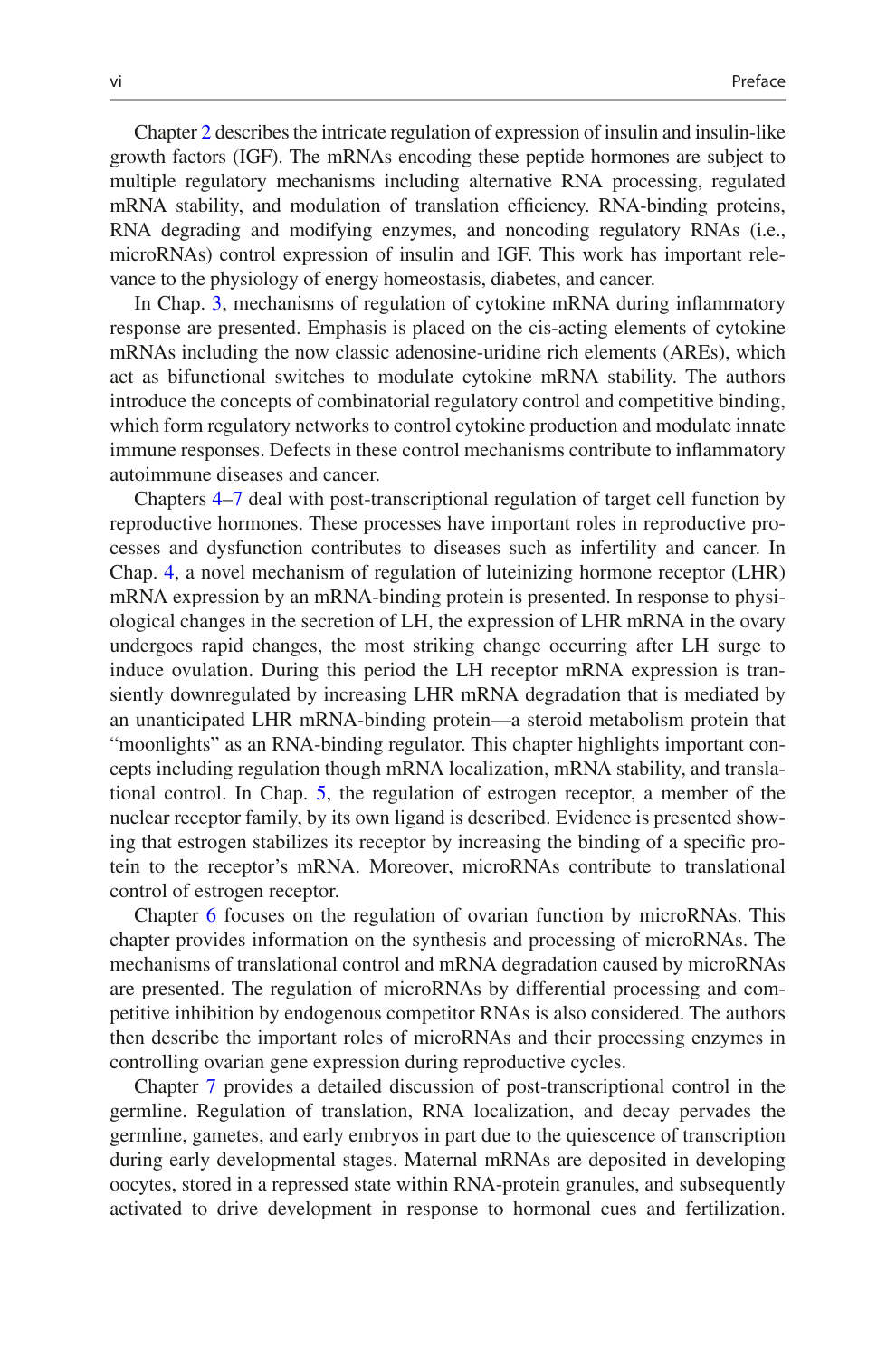Chapter 2 describes the intricate regulation of expression of insulin and insulin-like growth factors (IGF). The mRNAs encoding these peptide hormones are subject to multiple regulatory mechanisms including alternative RNA processing, regulated mRNA stability, and modulation of translation efficiency. RNA-binding proteins, RNA degrading and modifying enzymes, and noncoding regulatory RNAs (i.e., microRNAs) control expression of insulin and IGF. This work has important relevance to the physiology of energy homeostasis, diabetes, and cancer.

In Chap. 3, mechanisms of regulation of cytokine mRNA during inflammatory response are presented. Emphasis is placed on the cis-acting elements of cytokine mRNAs including the now classic adenosine-uridine rich elements (AREs), which act as bifunctional switches to modulate cytokine mRNA stability. The authors introduce the concepts of combinatorial regulatory control and competitive binding, which form regulatory networks to control cytokine production and modulate innate immune responses. Defects in these control mechanisms contribute to inflammatory autoimmune diseases and cancer.

Chapters 4–7 deal with post-transcriptional regulation of target cell function by reproductive hormones. These processes have important roles in reproductive processes and dysfunction contributes to diseases such as infertility and cancer. In Chap. 4, a novel mechanism of regulation of luteinizing hormone receptor (LHR) mRNA expression by an mRNA-binding protein is presented. In response to physiological changes in the secretion of LH, the expression of LHR mRNA in the ovary undergoes rapid changes, the most striking change occurring after LH surge to induce ovulation. During this period the LH receptor mRNA expression is transiently downregulated by increasing LHR mRNA degradation that is mediated by an unanticipated LHR mRNA-binding protein—a steroid metabolism protein that "moonlights" as an RNA-binding regulator. This chapter highlights important concepts including regulation though mRNA localization, mRNA stability, and translational control. In Chap. 5, the regulation of estrogen receptor, a member of the nuclear receptor family, by its own ligand is described. Evidence is presented showing that estrogen stabilizes its receptor by increasing the binding of a specific protein to the receptor's mRNA. Moreover, microRNAs contribute to translational control of estrogen receptor.

Chapter 6 focuses on the regulation of ovarian function by microRNAs. This chapter provides information on the synthesis and processing of microRNAs. The mechanisms of translational control and mRNA degradation caused by microRNAs are presented. The regulation of microRNAs by differential processing and competitive inhibition by endogenous competitor RNAs is also considered. The authors then describe the important roles of microRNAs and their processing enzymes in controlling ovarian gene expression during reproductive cycles.

Chapter 7 provides a detailed discussion of post-transcriptional control in the germline. Regulation of translation, RNA localization, and decay pervades the germline, gametes, and early embryos in part due to the quiescence of transcription during early developmental stages. Maternal mRNAs are deposited in developing oocytes, stored in a repressed state within RNA-protein granules, and subsequently activated to drive development in response to hormonal cues and fertilization.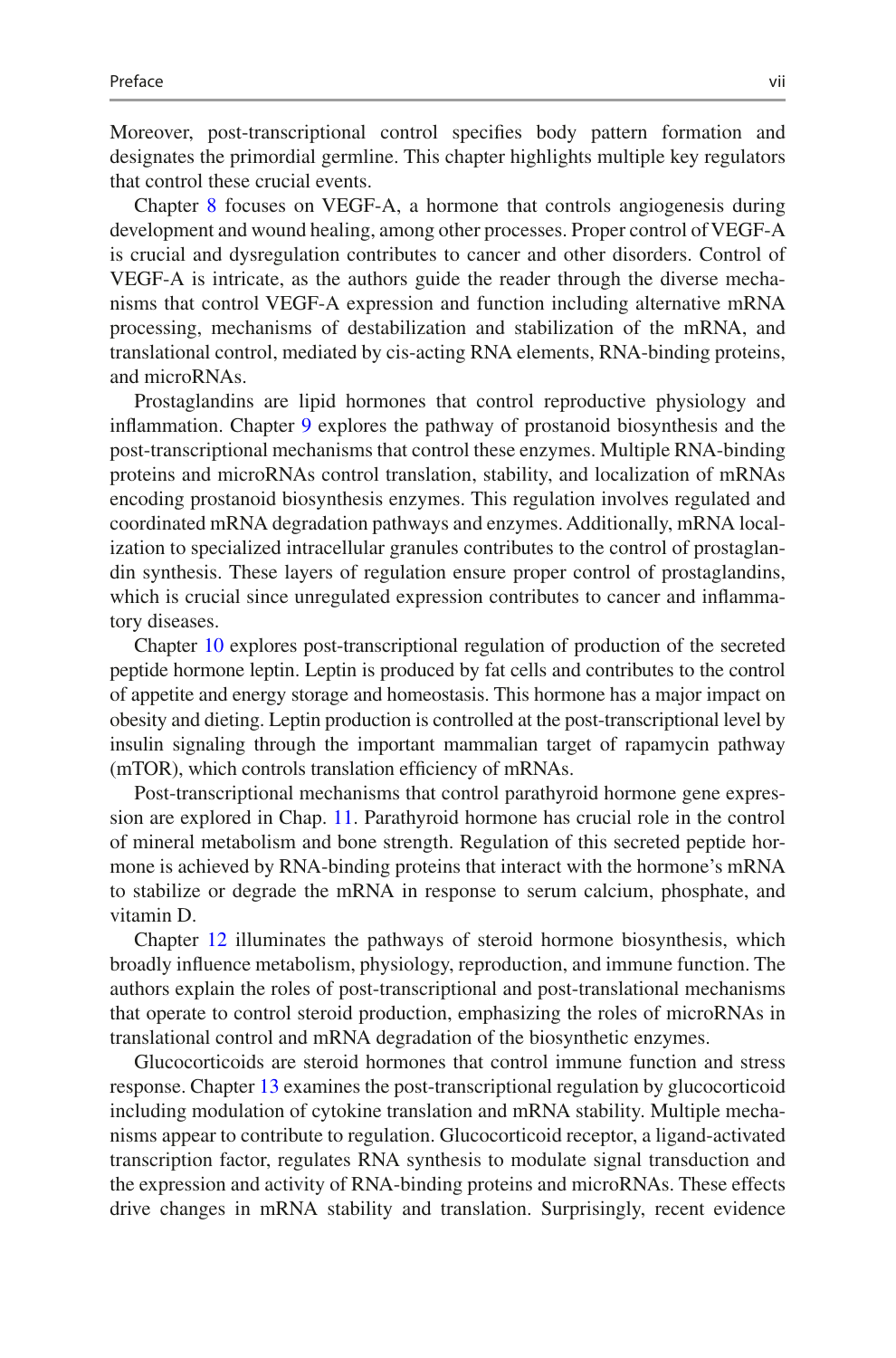Moreover, post-transcriptional control specifies body pattern formation and designates the primordial germline. This chapter highlights multiple key regulators that control these crucial events.

Chapter 8 focuses on VEGF-A, a hormone that controls angiogenesis during development and wound healing, among other processes. Proper control of VEGF-A is crucial and dysregulation contributes to cancer and other disorders. Control of VEGF-A is intricate, as the authors guide the reader through the diverse mechanisms that control VEGF-A expression and function including alternative mRNA processing, mechanisms of destabilization and stabilization of the mRNA, and translational control, mediated by cis-acting RNA elements, RNA-binding proteins, and microRNAs.

Prostaglandins are lipid hormones that control reproductive physiology and inflammation. Chapter 9 explores the pathway of prostanoid biosynthesis and the post-transcriptional mechanisms that control these enzymes. Multiple RNA-binding proteins and microRNAs control translation, stability, and localization of mRNAs encoding prostanoid biosynthesis enzymes. This regulation involves regulated and coordinated mRNA degradation pathways and enzymes. Additionally, mRNA localization to specialized intracellular granules contributes to the control of prostaglandin synthesis. These layers of regulation ensure proper control of prostaglandins, which is crucial since unregulated expression contributes to cancer and inflammatory diseases.

Chapter 10 explores post-transcriptional regulation of production of the secreted peptide hormone leptin. Leptin is produced by fat cells and contributes to the control of appetite and energy storage and homeostasis. This hormone has a major impact on obesity and dieting. Leptin production is controlled at the post-transcriptional level by insulin signaling through the important mammalian target of rapamycin pathway (mTOR), which controls translation efficiency of mRNAs.

Post-transcriptional mechanisms that control parathyroid hormone gene expression are explored in Chap. 11. Parathyroid hormone has crucial role in the control of mineral metabolism and bone strength. Regulation of this secreted peptide hormone is achieved by RNA-binding proteins that interact with the hormone's mRNA to stabilize or degrade the mRNA in response to serum calcium, phosphate, and vitamin D.

Chapter 12 illuminates the pathways of steroid hormone biosynthesis, which broadly influence metabolism, physiology, reproduction, and immune function. The authors explain the roles of post-transcriptional and post-translational mechanisms that operate to control steroid production, emphasizing the roles of microRNAs in translational control and mRNA degradation of the biosynthetic enzymes.

Glucocorticoids are steroid hormones that control immune function and stress response. Chapter 13 examines the post-transcriptional regulation by glucocorticoid including modulation of cytokine translation and mRNA stability. Multiple mechanisms appear to contribute to regulation. Glucocorticoid receptor, a ligand-activated transcription factor, regulates RNA synthesis to modulate signal transduction and the expression and activity of RNA-binding proteins and microRNAs. These effects drive changes in mRNA stability and translation. Surprisingly, recent evidence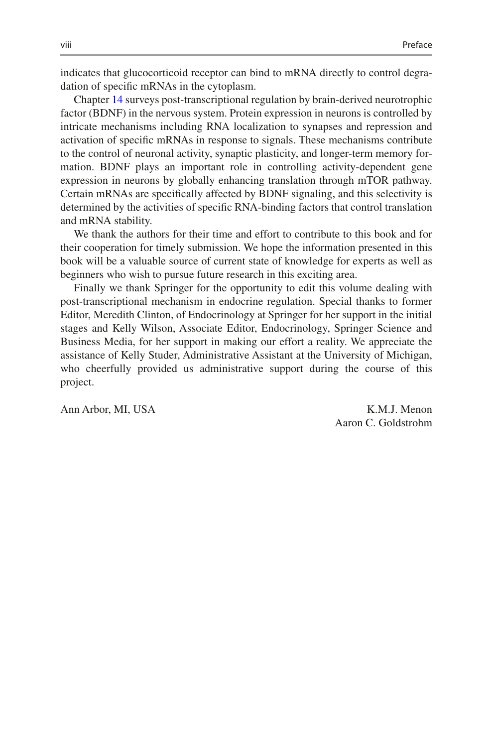indicates that glucocorticoid receptor can bind to mRNA directly to control degradation of specific mRNAs in the cytoplasm.

Chapter 14 surveys post-transcriptional regulation by brain-derived neurotrophic factor (BDNF) in the nervous system. Protein expression in neurons is controlled by intricate mechanisms including RNA localization to synapses and repression and activation of specific mRNAs in response to signals. These mechanisms contribute to the control of neuronal activity, synaptic plasticity, and longer-term memory formation. BDNF plays an important role in controlling activity-dependent gene expression in neurons by globally enhancing translation through mTOR pathway. Certain mRNAs are specifically affected by BDNF signaling, and this selectivity is determined by the activities of specific RNA-binding factors that control translation and mRNA stability.

We thank the authors for their time and effort to contribute to this book and for their cooperation for timely submission. We hope the information presented in this book will be a valuable source of current state of knowledge for experts as well as beginners who wish to pursue future research in this exciting area.

Finally we thank Springer for the opportunity to edit this volume dealing with post-transcriptional mechanism in endocrine regulation. Special thanks to former Editor, Meredith Clinton, of Endocrinology at Springer for her support in the initial stages and Kelly Wilson, Associate Editor, Endocrinology, Springer Science and Business Media, for her support in making our effort a reality. We appreciate the assistance of Kelly Studer, Administrative Assistant at the University of Michigan, who cheerfully provided us administrative support during the course of this project.

Ann Arbor, MI, USA

K.M.J. Menon
Aaron C. Goldstrohm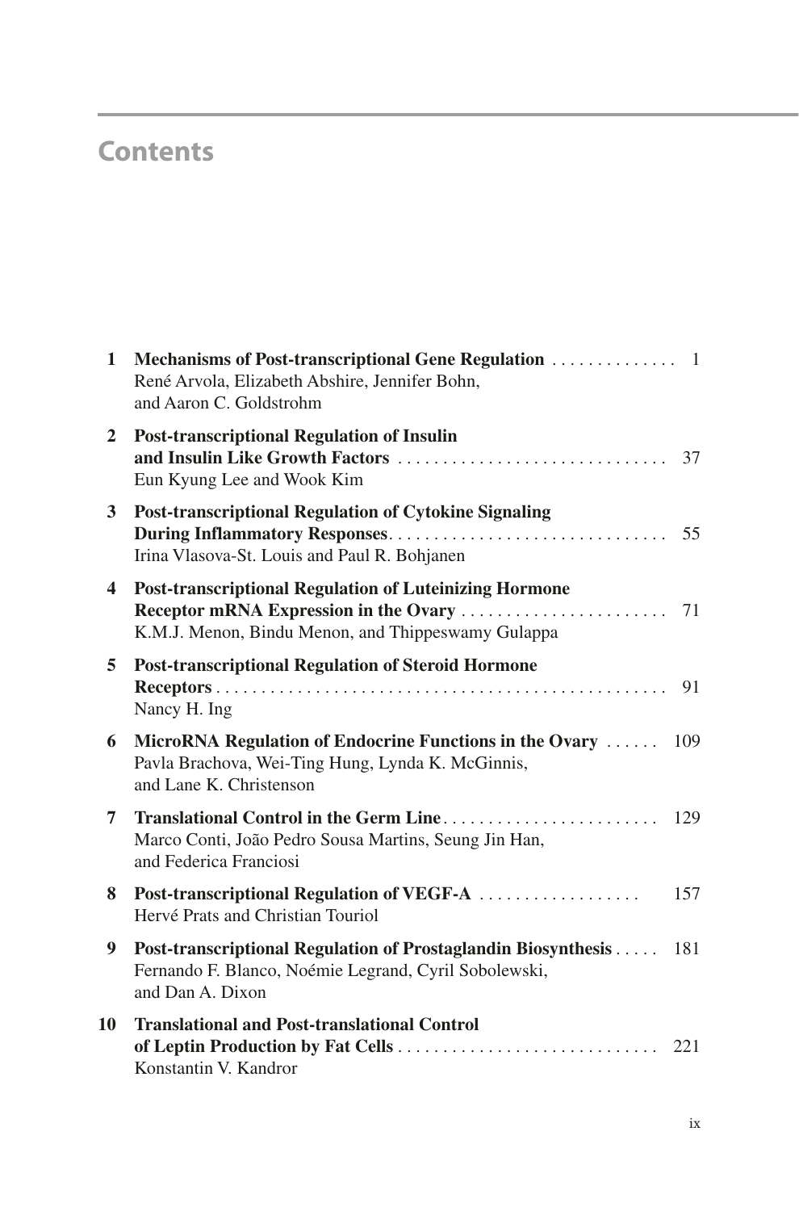# Contents

**1 Mechanisms of Post-transcriptional Gene Regulation** .............. 1
René Arvola, Elizabeth Abshire, Jennifer Bohn, and Aaron C. Goldstrohm

**2 Post-transcriptional Regulation of Insulin and Insulin Like Growth Factors** .............................. 37
Eun Kyung Lee and Wook Kim

**3 Post-transcriptional Regulation of Cytokine Signaling During Inflammatory Responses** ............................... 55
Irina Vlasova-St. Louis and Paul R. Bohjanen

**4 Post-transcriptional Regulation of Luteinizing Hormone Receptor mRNA Expression in the Ovary** ....................... 71
K.M.J. Menon, Bindu Menon, and Thippeswamy Gulappa

**5 Post-transcriptional Regulation of Steroid Hormone Receptors** .................................................. 91
Nancy H. Ing

**6 MicroRNA Regulation of Endocrine Functions in the Ovary** ...... 109
Pavla Brachova, Wei-Ting Hung, Lynda K. McGinnis, and Lane K. Christenson

**7 Translational Control in the Germ Line** ........................ 129
Marco Conti, João Pedro Sousa Martins, Seung Jin Han, and Federica Franciosi

**8 Post-transcriptional Regulation of VEGF-A** .................. 157
Hervé Prats and Christian Touriol

**9 Post-transcriptional Regulation of Prostaglandin Biosynthesis** ..... 181
Fernando F. Blanco, Noémie Legrand, Cyril Sobolewski, and Dan A. Dixon

**10 Translational and Post-translational Control of Leptin Production by Fat Cells** ............................. 221
Konstantin V. Kandror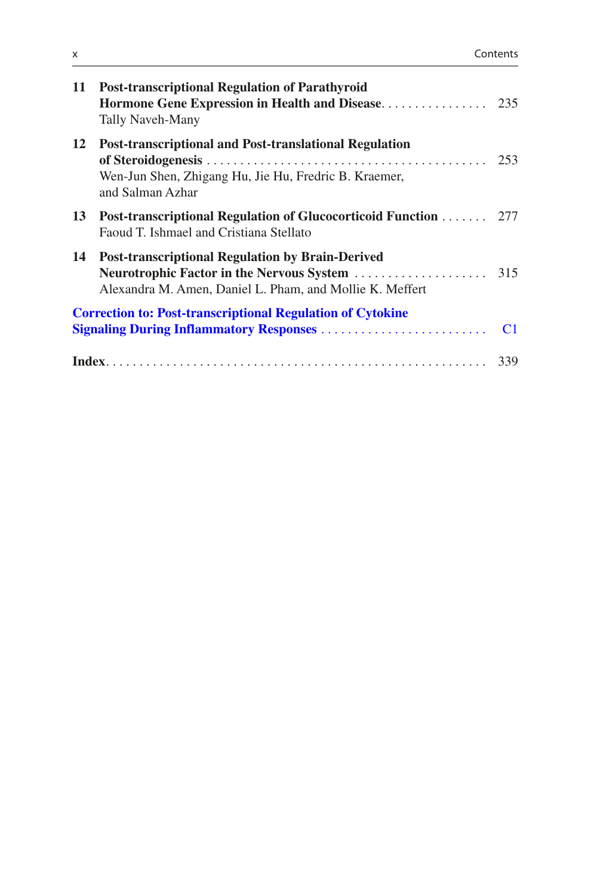**11 Post-transcriptional Regulation of Parathyroid Hormone Gene Expression in Health and Disease** . . . . . . . . . . . . . . . . 235
Tally Naveh-Many

**12 Post-transcriptional and Post-translational Regulation of Steroidogenesis** . . . . . . . . . . . . . . . . . . . . . . . . . . . . . . . . . . . . . . . . . 253
Wen-Jun Shen, Zhigang Hu, Jie Hu, Fredric B. Kraemer, and Salman Azhar

**13 Post-transcriptional Regulation of Glucocorticoid Function** . . . . . . . 277
Faoud T. Ishmael and Cristiana Stellato

**14 Post-transcriptional Regulation by Brain-Derived Neurotrophic Factor in the Nervous System** . . . . . . . . . . . . . . . . . . . . 315
Alexandra M. Amen, Daniel L. Pham, and Mollie K. Meffert

**Correction to: Post-transcriptional Regulation of Cytokine Signaling During Inflammatory Responses** . . . . . . . . . . . . . . . . . . . . . . . . . . C1

**Index** . . . . . . . . . . . . . . . . . . . . . . . . . . . . . . . . . . . . . . . . . . . . . . . . . . . . . . . . . 339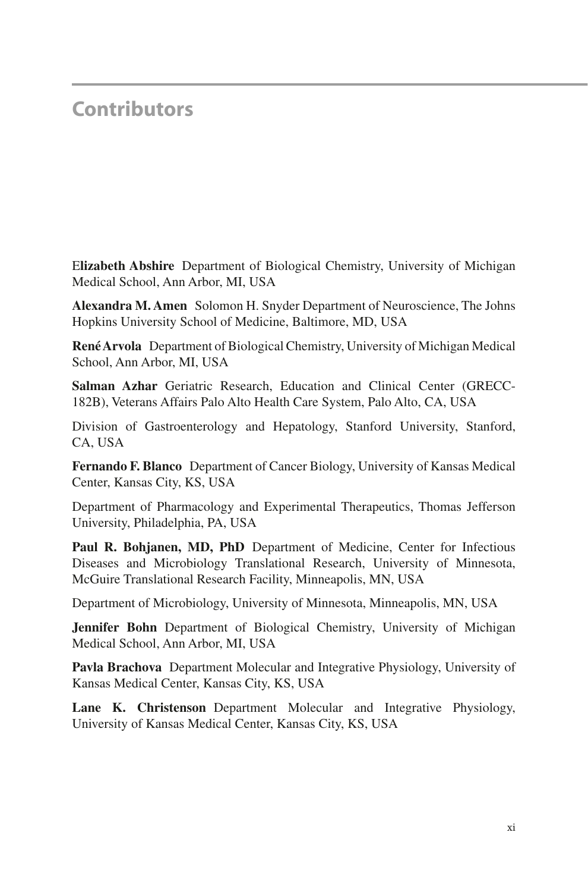# Contributors

**Elizabeth Abshire** Department of Biological Chemistry, University of Michigan Medical School, Ann Arbor, MI, USA

**Alexandra M. Amen** Solomon H. Snyder Department of Neuroscience, The Johns Hopkins University School of Medicine, Baltimore, MD, USA

**René Arvola** Department of Biological Chemistry, University of Michigan Medical School, Ann Arbor, MI, USA

**Salman Azhar** Geriatric Research, Education and Clinical Center (GRECC-182B), Veterans Affairs Palo Alto Health Care System, Palo Alto, CA, USA

Division of Gastroenterology and Hepatology, Stanford University, Stanford, CA, USA

**Fernando F. Blanco** Department of Cancer Biology, University of Kansas Medical Center, Kansas City, KS, USA

Department of Pharmacology and Experimental Therapeutics, Thomas Jefferson University, Philadelphia, PA, USA

**Paul R. Bohjanen, MD, PhD** Department of Medicine, Center for Infectious Diseases and Microbiology Translational Research, University of Minnesota, McGuire Translational Research Facility, Minneapolis, MN, USA

Department of Microbiology, University of Minnesota, Minneapolis, MN, USA

**Jennifer Bohn** Department of Biological Chemistry, University of Michigan Medical School, Ann Arbor, MI, USA

**Pavla Brachova** Department Molecular and Integrative Physiology, University of Kansas Medical Center, Kansas City, KS, USA

**Lane K. Christenson** Department Molecular and Integrative Physiology, University of Kansas Medical Center, Kansas City, KS, USA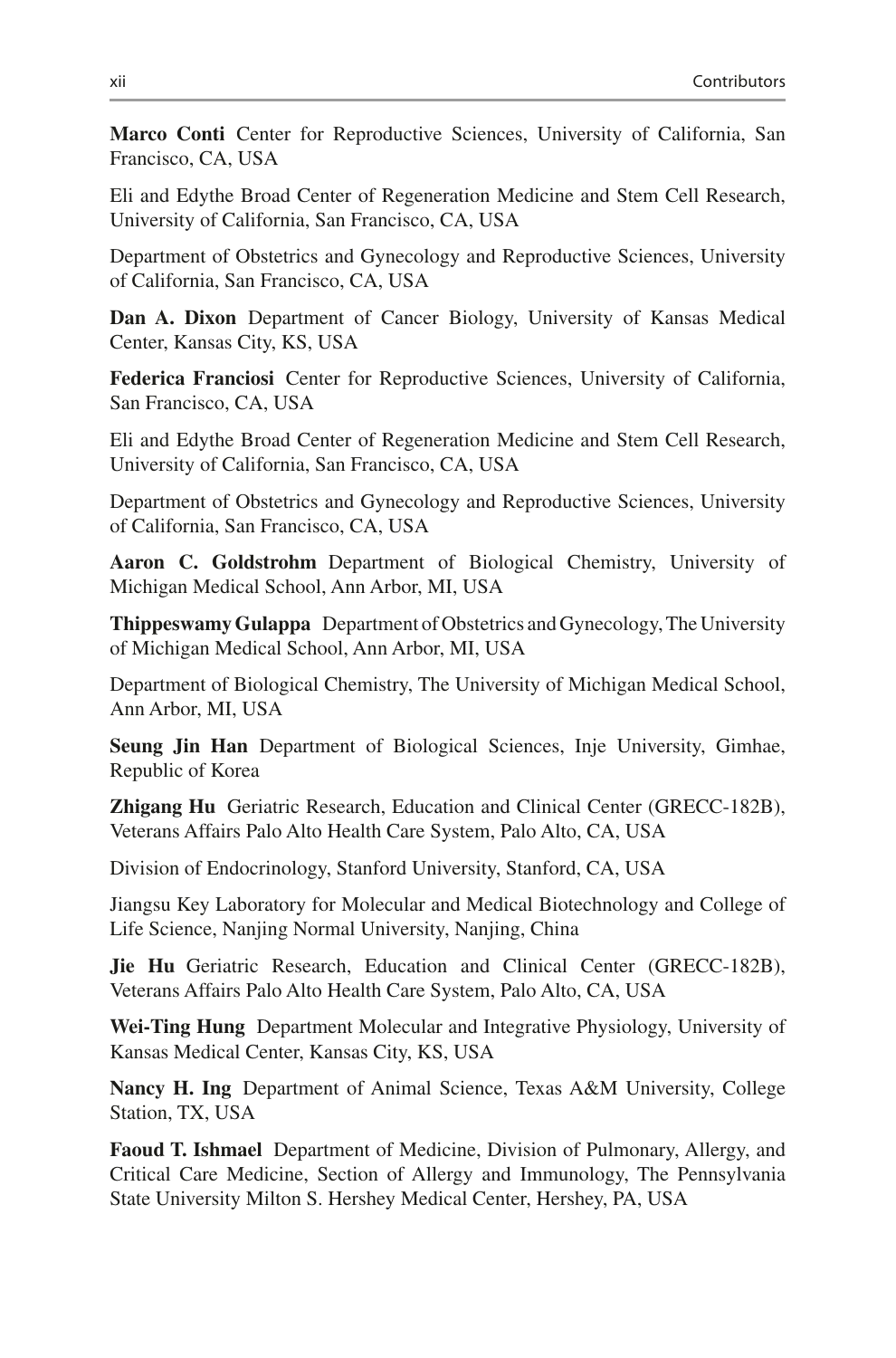**Marco Conti** Center for Reproductive Sciences, University of California, San Francisco, CA, USA

Eli and Edythe Broad Center of Regeneration Medicine and Stem Cell Research, University of California, San Francisco, CA, USA

Department of Obstetrics and Gynecology and Reproductive Sciences, University of California, San Francisco, CA, USA

**Dan A. Dixon** Department of Cancer Biology, University of Kansas Medical Center, Kansas City, KS, USA

**Federica Franciosi** Center for Reproductive Sciences, University of California, San Francisco, CA, USA

Eli and Edythe Broad Center of Regeneration Medicine and Stem Cell Research, University of California, San Francisco, CA, USA

Department of Obstetrics and Gynecology and Reproductive Sciences, University of California, San Francisco, CA, USA

**Aaron C. Goldstrohm** Department of Biological Chemistry, University of Michigan Medical School, Ann Arbor, MI, USA

**Thippeswamy Gulappa** Department of Obstetrics and Gynecology, The University of Michigan Medical School, Ann Arbor, MI, USA

Department of Biological Chemistry, The University of Michigan Medical School, Ann Arbor, MI, USA

**Seung Jin Han** Department of Biological Sciences, Inje University, Gimhae, Republic of Korea

**Zhigang Hu** Geriatric Research, Education and Clinical Center (GRECC-182B), Veterans Affairs Palo Alto Health Care System, Palo Alto, CA, USA

Division of Endocrinology, Stanford University, Stanford, CA, USA

Jiangsu Key Laboratory for Molecular and Medical Biotechnology and College of Life Science, Nanjing Normal University, Nanjing, China

**Jie Hu** Geriatric Research, Education and Clinical Center (GRECC-182B), Veterans Affairs Palo Alto Health Care System, Palo Alto, CA, USA

**Wei-Ting Hung** Department Molecular and Integrative Physiology, University of Kansas Medical Center, Kansas City, KS, USA

**Nancy H. Ing** Department of Animal Science, Texas A&M University, College Station, TX, USA

**Faoud T. Ishmael** Department of Medicine, Division of Pulmonary, Allergy, and Critical Care Medicine, Section of Allergy and Immunology, The Pennsylvania State University Milton S. Hershey Medical Center, Hershey, PA, USA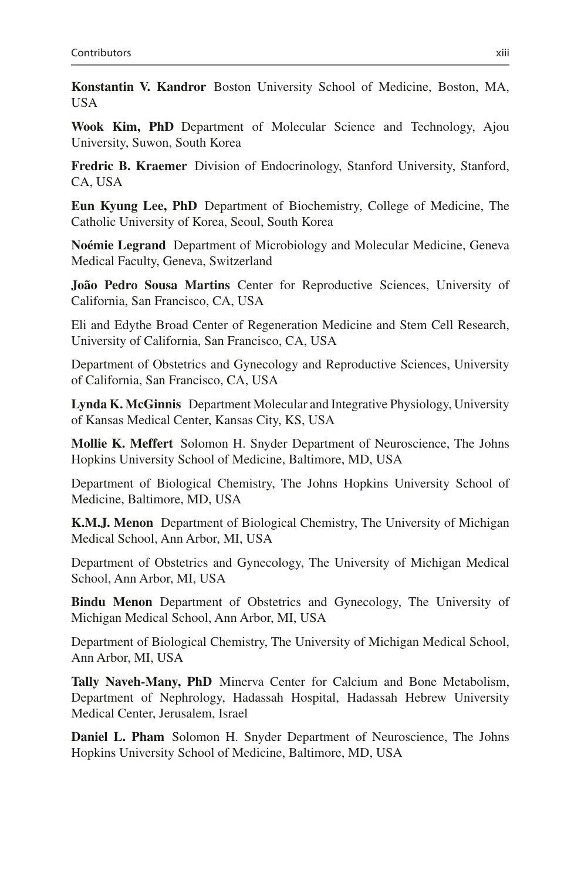**Konstantin V. Kandror** Boston University School of Medicine, Boston, MA, USA

**Wook Kim, PhD** Department of Molecular Science and Technology, Ajou University, Suwon, South Korea

**Fredric B. Kraemer** Division of Endocrinology, Stanford University, Stanford, CA, USA

**Eun Kyung Lee, PhD** Department of Biochemistry, College of Medicine, The Catholic University of Korea, Seoul, South Korea

**Noémie Legrand** Department of Microbiology and Molecular Medicine, Geneva Medical Faculty, Geneva, Switzerland

**João Pedro Sousa Martins** Center for Reproductive Sciences, University of California, San Francisco, CA, USA

Eli and Edythe Broad Center of Regeneration Medicine and Stem Cell Research, University of California, San Francisco, CA, USA

Department of Obstetrics and Gynecology and Reproductive Sciences, University of California, San Francisco, CA, USA

**Lynda K. McGinnis** Department Molecular and Integrative Physiology, University of Kansas Medical Center, Kansas City, KS, USA

**Mollie K. Meffert** Solomon H. Snyder Department of Neuroscience, The Johns Hopkins University School of Medicine, Baltimore, MD, USA

Department of Biological Chemistry, The Johns Hopkins University School of Medicine, Baltimore, MD, USA

**K.M.J. Menon** Department of Biological Chemistry, The University of Michigan Medical School, Ann Arbor, MI, USA

Department of Obstetrics and Gynecology, The University of Michigan Medical School, Ann Arbor, MI, USA

**Bindu Menon** Department of Obstetrics and Gynecology, The University of Michigan Medical School, Ann Arbor, MI, USA

Department of Biological Chemistry, The University of Michigan Medical School, Ann Arbor, MI, USA

**Tally Naveh-Many, PhD** Minerva Center for Calcium and Bone Metabolism, Department of Nephrology, Hadassah Hospital, Hadassah Hebrew University Medical Center, Jerusalem, Israel

**Daniel L. Pham** Solomon H. Snyder Department of Neuroscience, The Johns Hopkins University School of Medicine, Baltimore, MD, USA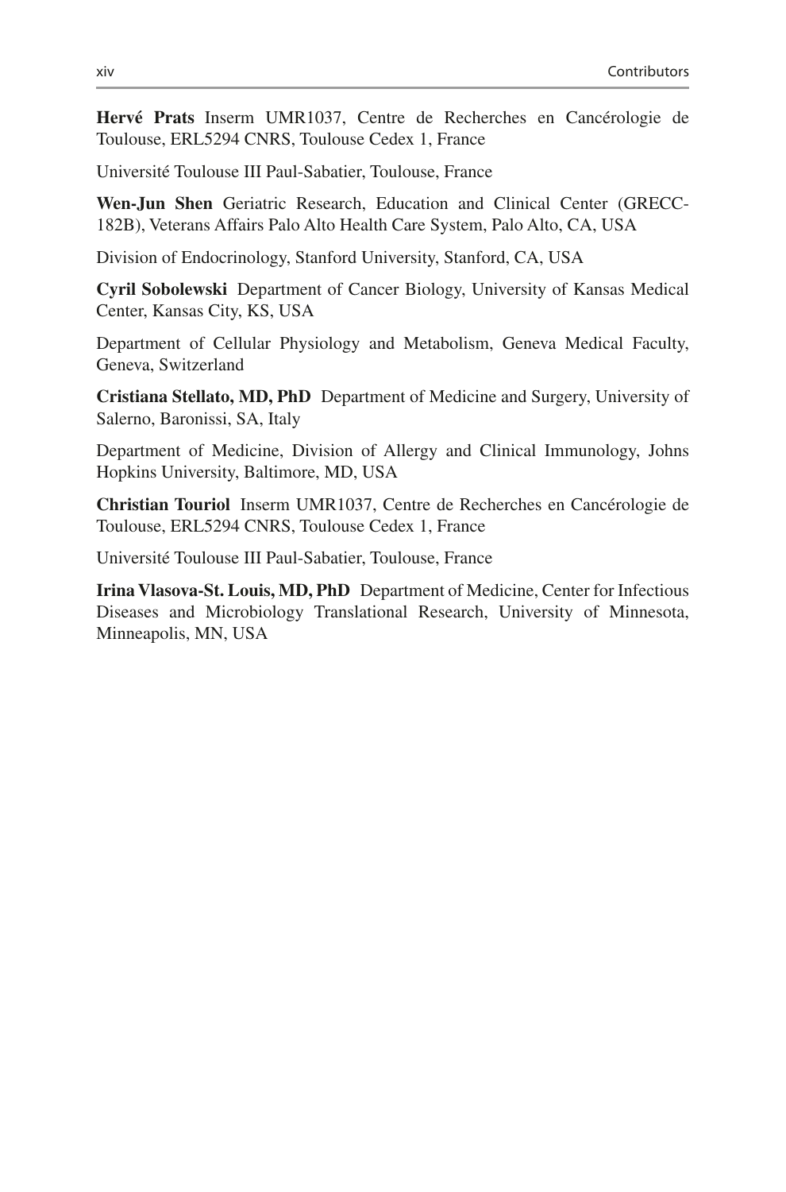**Hervé Prats** Inserm UMR1037, Centre de Recherches en Cancérologie de Toulouse, ERL5294 CNRS, Toulouse Cedex 1, France

Université Toulouse III Paul-Sabatier, Toulouse, France

**Wen-Jun Shen** Geriatric Research, Education and Clinical Center (GRECC-182B), Veterans Affairs Palo Alto Health Care System, Palo Alto, CA, USA

Division of Endocrinology, Stanford University, Stanford, CA, USA

**Cyril Sobolewski** Department of Cancer Biology, University of Kansas Medical Center, Kansas City, KS, USA

Department of Cellular Physiology and Metabolism, Geneva Medical Faculty, Geneva, Switzerland

**Cristiana Stellato, MD, PhD** Department of Medicine and Surgery, University of Salerno, Baronissi, SA, Italy

Department of Medicine, Division of Allergy and Clinical Immunology, Johns Hopkins University, Baltimore, MD, USA

**Christian Touriol** Inserm UMR1037, Centre de Recherches en Cancérologie de Toulouse, ERL5294 CNRS, Toulouse Cedex 1, France

Université Toulouse III Paul-Sabatier, Toulouse, France

**Irina Vlasova-St. Louis, MD, PhD** Department of Medicine, Center for Infectious Diseases and Microbiology Translational Research, University of Minnesota, Minneapolis, MN, USA